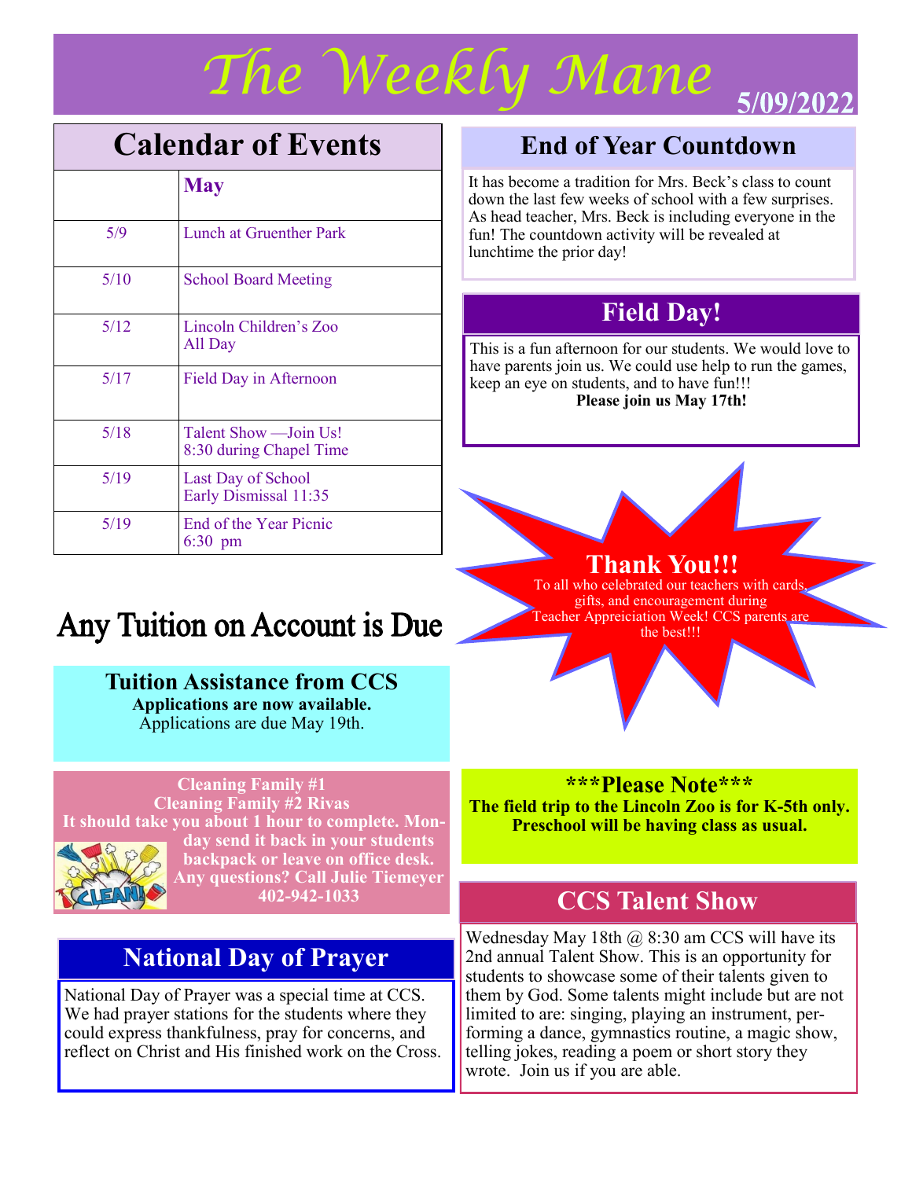# The Weekly Mane

**5/09/2022**

## Calendar of Events

| | May |
|---|---|
| 5/9 | Lunch at Gruenther Park |
| 5/10 | School Board Meeting |
| 5/12 | Lincoln Children's Zoo All Day |
| 5/17 | Field Day in Afternoon |
| 5/18 | Talent Show —Join Us! 8:30 during Chapel Time |
| 5/19 | Last Day of School Early Dismissal 11:35 |
| 5/19 | End of the Year Picnic 6:30 pm |

## Any Tuition on Account is Due

### Tuition Assistance from CCS

**Applications are now available.**

Applications are due May 19th.

**Cleaning Family #1**
**Cleaning Family #2 Rivas**
**It should take you about 1 hour to complete. Monday send it back in your students backpack or leave on office desk. Any questions? Call Julie Tiemeyer 402-942-1033**

## National Day of Prayer

National Day of Prayer was a special time at CCS. We had prayer stations for the students where they could express thankfulness, pray for concerns, and reflect on Christ and His finished work on the Cross.

## End of Year Countdown

It has become a tradition for Mrs. Beck's class to count down the last few weeks of school with a few surprises. As head teacher, Mrs. Beck is including everyone in the fun! The countdown activity will be revealed at lunchtime the prior day!

## Field Day!

This is a fun afternoon for our students. We would love to have parents join us. We could use help to run the games, keep an eye on students, and to have fun!!!

**Please join us May 17th!**

## Thank You!!!

To all who celebrated our teachers with cards, gifts, and encouragement during Teacher Appreiciation Week! CCS parents are the best!!!

**\*\*\*Please Note\*\*\***

**The field trip to the Lincoln Zoo is for K-5th only. Preschool will be having class as usual.**

## CCS Talent Show

Wednesday May 18th @ 8:30 am CCS will have its 2nd annual Talent Show. This is an opportunity for students to showcase some of their talents given to them by God. Some talents might include but are not limited to are: singing, playing an instrument, performing a dance, gymnastics routine, a magic show, telling jokes, reading a poem or short story they wrote. Join us if you are able.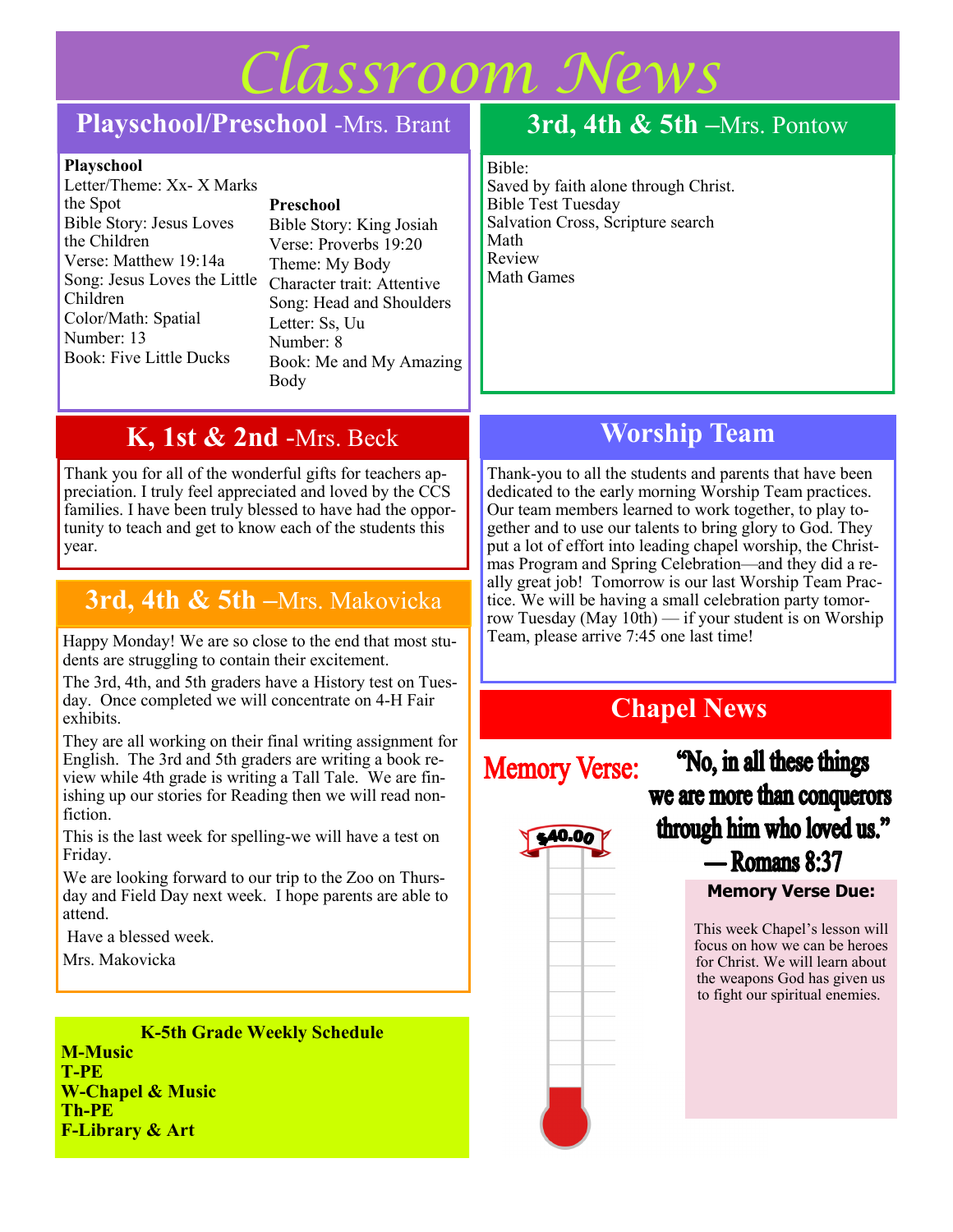# Classroom News

## Playschool/Preschool -Mrs. Brant

**Playschool**
Letter/Theme: Xx- X Marks the Spot
Bible Story: Jesus Loves the Children
Verse: Matthew 19:14a
Song: Jesus Loves the Little Children
Color/Math: Spatial
Number: 13
Book: Five Little Ducks

**Preschool**
Bible Story: King Josiah
Verse: Proverbs 19:20
Theme: My Body
Character trait: Attentive
Song: Head and Shoulders
Letter: Ss, Uu
Number: 8
Book: Me and My Amazing Body

## K, 1st & 2nd -Mrs. Beck

Thank you for all of the wonderful gifts for teachers appreciation. I truly feel appreciated and loved by the CCS families. I have been truly blessed to have had the opportunity to teach and get to know each of the students this year.

## 3rd, 4th & 5th –Mrs. Makovicka

Happy Monday! We are so close to the end that most students are struggling to contain their excitement.

The 3rd, 4th, and 5th graders have a History test on Tuesday. Once completed we will concentrate on 4-H Fair exhibits.

They are all working on their final writing assignment for English. The 3rd and 5th graders are writing a book review while 4th grade is writing a Tall Tale. We are finishing up our stories for Reading then we will read nonfiction.

This is the last week for spelling-we will have a test on Friday.

We are looking forward to our trip to the Zoo on Thursday and Field Day next week. I hope parents are able to attend.

Have a blessed week.

Mrs. Makovicka

**K-5th Grade Weekly Schedule**

**M-Music**
**T-PE**
**W-Chapel & Music**
**Th-PE**
**F-Library & Art**

## 3rd, 4th & 5th –Mrs. Pontow

Bible:
Saved by faith alone through Christ.
Bible Test Tuesday
Salvation Cross, Scripture search
Math
Review
Math Games

## Worship Team

Thank-you to all the students and parents that have been dedicated to the early morning Worship Team practices. Our team members learned to work together, to play together and to use our talents to bring glory to God. They put a lot of effort into leading chapel worship, the Christmas Program and Spring Celebration—and they did a really great job! Tomorrow is our last Worship Team Practice. We will be having a small celebration party tomorrow Tuesday (May 10th) — if your student is on Worship Team, please arrive 7:45 one last time!

## Chapel News

**Memory Verse:** "No, in all these things we are more than conquerors through him who loved us." — Romans 8:37

$40.00

**Memory Verse Due:**

This week Chapel's lesson will focus on how we can be heroes for Christ. We will learn about the weapons God has given us to fight our spiritual enemies.